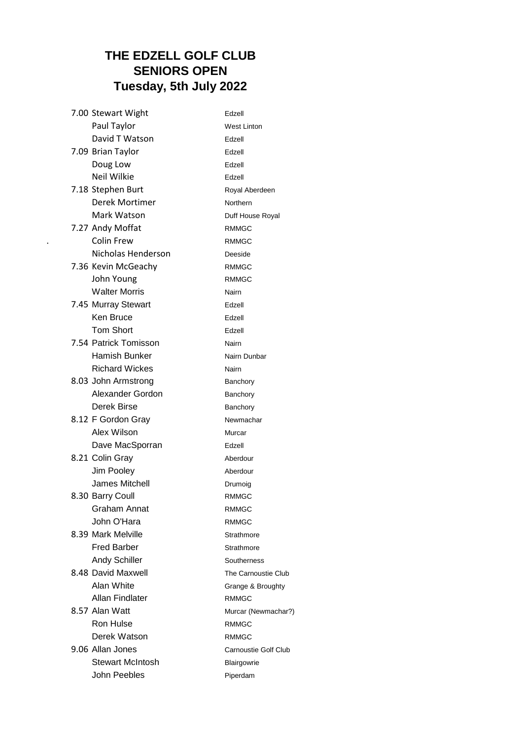# THE EDZELL GOLF CLUB
## SENIORS OPEN
### Tuesday, 5th July 2022

| Time | Name | Club |
|---|---|---|
| 7.00 | Stewart Wight | Edzell |
| | Paul Taylor | West Linton |
| | David T Watson | Edzell |
| 7.09 | Brian Taylor | Edzell |
| | Doug Low | Edzell |
| | Neil Wilkie | Edzell |
| 7.18 | Stephen Burt | Royal Aberdeen |
| | Derek Mortimer | Northern |
| | Mark Watson | Duff House Royal |
| 7.27 | Andy Moffat | RMMGC |
| | Colin Frew | RMMGC |
| | Nicholas Henderson | Deeside |
| 7.36 | Kevin McGeachy | RMMGC |
| | John Young | RMMGC |
| | Walter Morris | Nairn |
| 7.45 | Murray Stewart | Edzell |
| | Ken Bruce | Edzell |
| | Tom Short | Edzell |
| 7.54 | Patrick Tomisson | Nairn |
| | Hamish Bunker | Nairn Dunbar |
| | Richard Wickes | Nairn |
| 8.03 | John Armstrong | Banchory |
| | Alexander Gordon | Banchory |
| | Derek Birse | Banchory |
| 8.12 | F Gordon Gray | Newmachar |
| | Alex Wilson | Murcar |
| | Dave MacSporran | Edzell |
| 8.21 | Colin Gray | Aberdour |
| | Jim Pooley | Aberdour |
| | James Mitchell | Drumoig |
| 8.30 | Barry Coull | RMMGC |
| | Graham Annat | RMMGC |
| | John O'Hara | RMMGC |
| 8.39 | Mark Melville | Strathmore |
| | Fred Barber | Strathmore |
| | Andy Schiller | Southerness |
| 8.48 | David Maxwell | The Carnoustie Club |
| | Alan White | Grange & Broughty |
| | Allan Findlater | RMMGC |
| 8.57 | Alan Watt | Murcar (Newmachar?) |
| | Ron Hulse | RMMGC |
| | Derek Watson | RMMGC |
| 9.06 | Allan Jones | Carnoustie Golf Club |
| | Stewart McIntosh | Blairgowrie |
| | John Peebles | Piperdam |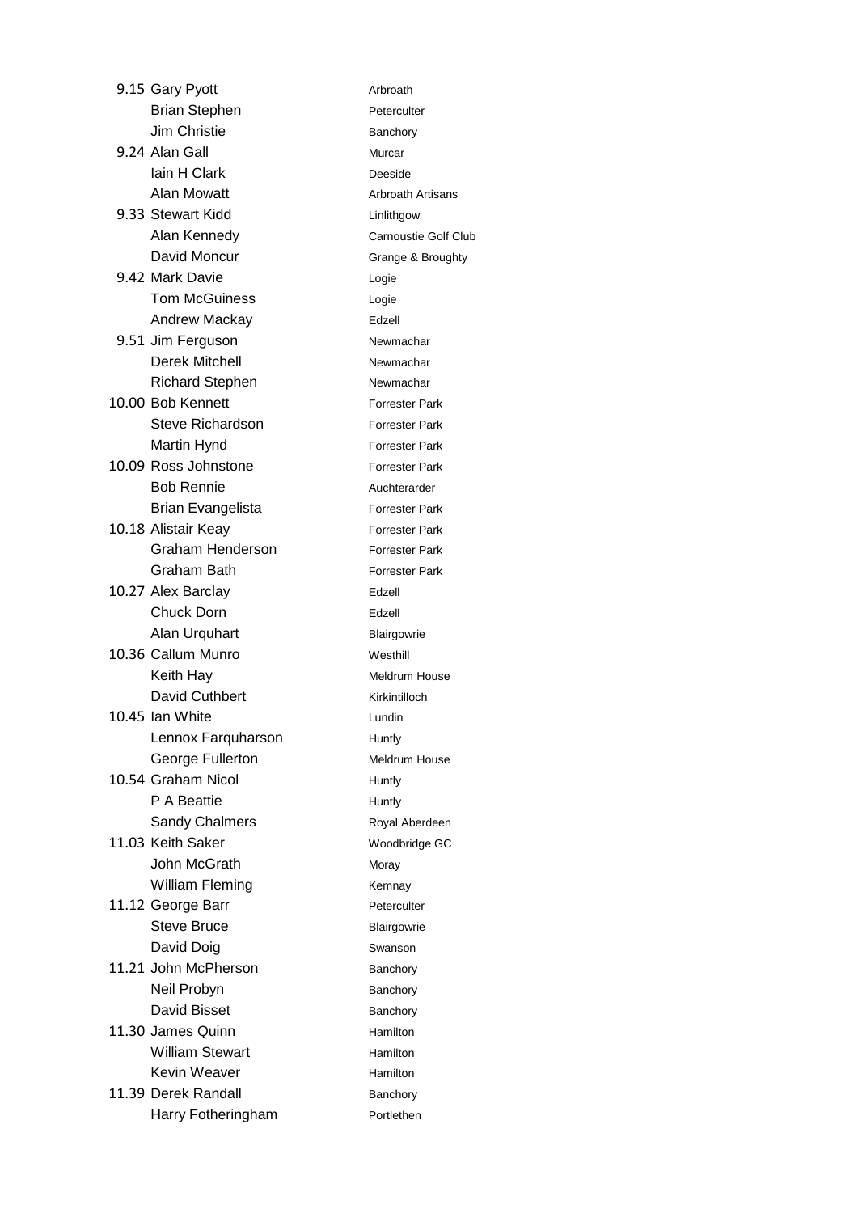| Time | Name | Club |
| --- | --- | --- |
| 9.15 | Gary Pyott | Arbroath |
| | Brian Stephen | Peterculter |
| | Jim Christie | Banchory |
| 9.24 | Alan Gall | Murcar |
| | Iain H Clark | Deeside |
| | Alan Mowatt | Arbroath Artisans |
| 9.33 | Stewart Kidd | Linlithgow |
| | Alan Kennedy | Carnoustie Golf Club |
| | David Moncur | Grange & Broughty |
| 9.42 | Mark Davie | Logie |
| | Tom McGuiness | Logie |
| | Andrew Mackay | Edzell |
| 9.51 | Jim Ferguson | Newmachar |
| | Derek Mitchell | Newmachar |
| | Richard Stephen | Newmachar |
| 10.00 | Bob Kennett | Forrester Park |
| | Steve Richardson | Forrester Park |
| | Martin Hynd | Forrester Park |
| 10.09 | Ross Johnstone | Forrester Park |
| | Bob Rennie | Auchterarder |
| | Brian Evangelista | Forrester Park |
| 10.18 | Alistair Keay | Forrester Park |
| | Graham Henderson | Forrester Park |
| | Graham Bath | Forrester Park |
| 10.27 | Alex Barclay | Edzell |
| | Chuck Dorn | Edzell |
| | Alan Urquhart | Blairgowrie |
| 10.36 | Callum Munro | Westhill |
| | Keith Hay | Meldrum House |
| | David Cuthbert | Kirkintilloch |
| 10.45 | Ian White | Lundin |
| | Lennox Farquharson | Huntly |
| | George Fullerton | Meldrum House |
| 10.54 | Graham Nicol | Huntly |
| | P A Beattie | Huntly |
| | Sandy Chalmers | Royal Aberdeen |
| 11.03 | Keith Saker | Woodbridge GC |
| | John McGrath | Moray |
| | William Fleming | Kemnay |
| 11.12 | George Barr | Peterculter |
| | Steve Bruce | Blairgowrie |
| | David Doig | Swanson |
| 11.21 | John McPherson | Banchory |
| | Neil Probyn | Banchory |
| | David Bisset | Banchory |
| 11.30 | James Quinn | Hamilton |
| | William Stewart | Hamilton |
| | Kevin Weaver | Hamilton |
| 11.39 | Derek Randall | Banchory |
| | Harry Fotheringham | Portlethen |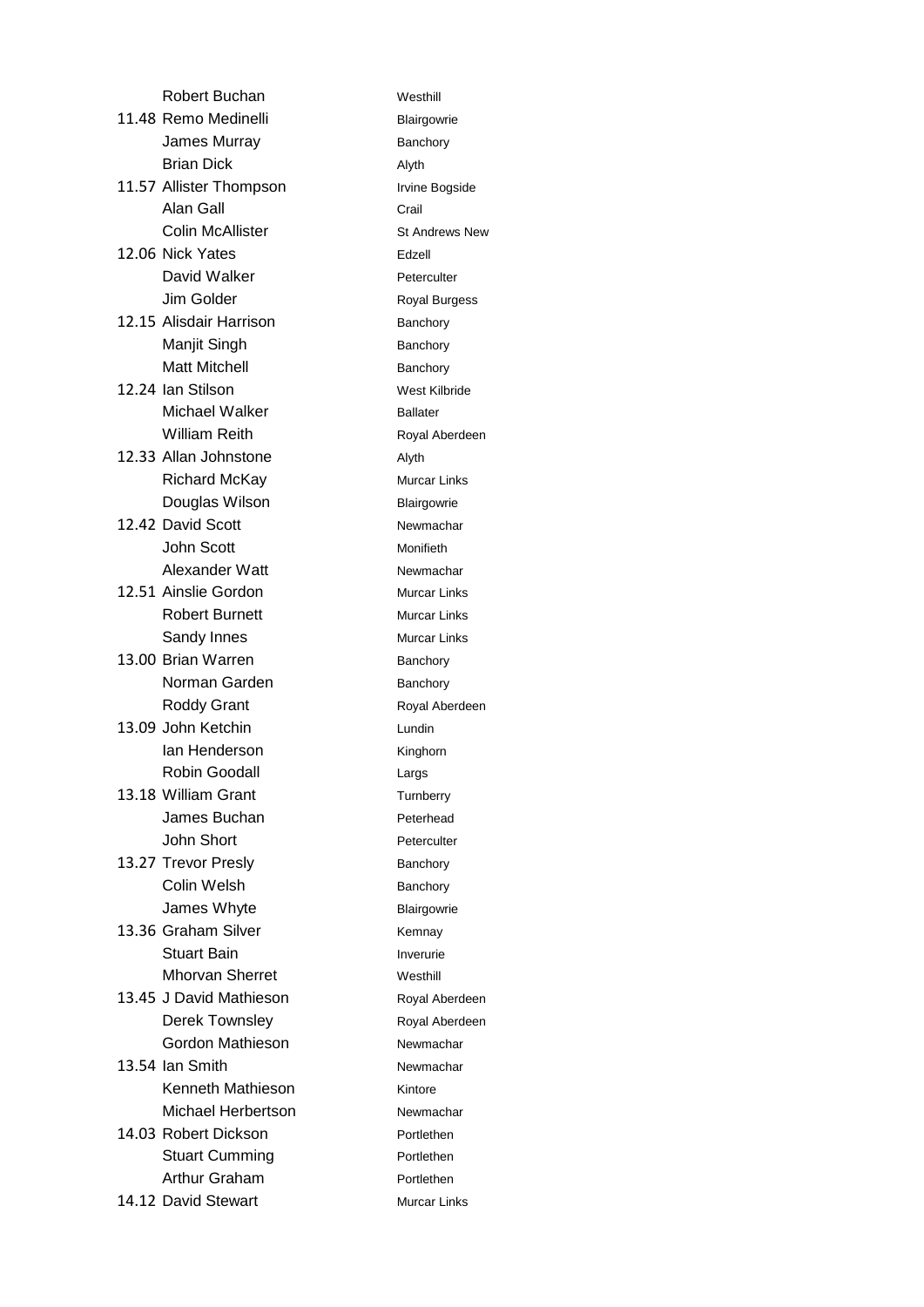| Time | Name | Club |
|---|---|---|
| | Robert Buchan | Westhill |
| 11.48 | Remo Medinelli | Blairgowrie |
| | James Murray | Banchory |
| | Brian Dick | Alyth |
| 11.57 | Allister Thompson | Irvine Bogside |
| | Alan Gall | Crail |
| | Colin McAllister | St Andrews New |
| 12.06 | Nick Yates | Edzell |
| | David Walker | Peterculter |
| | Jim Golder | Royal Burgess |
| 12.15 | Alisdair Harrison | Banchory |
| | Manjit Singh | Banchory |
| | Matt Mitchell | Banchory |
| 12.24 | Ian Stilson | West Kilbride |
| | Michael Walker | Ballater |
| | William Reith | Royal Aberdeen |
| 12.33 | Allan Johnstone | Alyth |
| | Richard McKay | Murcar Links |
| | Douglas Wilson | Blairgowrie |
| 12.42 | David Scott | Newmachar |
| | John Scott | Monifieth |
| | Alexander Watt | Newmachar |
| 12.51 | Ainslie Gordon | Murcar Links |
| | Robert Burnett | Murcar Links |
| | Sandy Innes | Murcar Links |
| 13.00 | Brian Warren | Banchory |
| | Norman Garden | Banchory |
| | Roddy Grant | Royal Aberdeen |
| 13.09 | John Ketchin | Lundin |
| | Ian Henderson | Kinghorn |
| | Robin Goodall | Largs |
| 13.18 | William Grant | Turnberry |
| | James Buchan | Peterhead |
| | John Short | Peterculter |
| 13.27 | Trevor Presly | Banchory |
| | Colin Welsh | Banchory |
| | James Whyte | Blairgowrie |
| 13.36 | Graham Silver | Kemnay |
| | Stuart Bain | Inverurie |
| | Mhorvan Sherret | Westhill |
| 13.45 | J David Mathieson | Royal Aberdeen |
| | Derek Townsley | Royal Aberdeen |
| | Gordon Mathieson | Newmachar |
| 13.54 | Ian Smith | Newmachar |
| | Kenneth Mathieson | Kintore |
| | Michael Herbertson | Newmachar |
| 14.03 | Robert Dickson | Portlethen |
| | Stuart Cumming | Portlethen |
| | Arthur Graham | Portlethen |
| 14.12 | David Stewart | Murcar Links |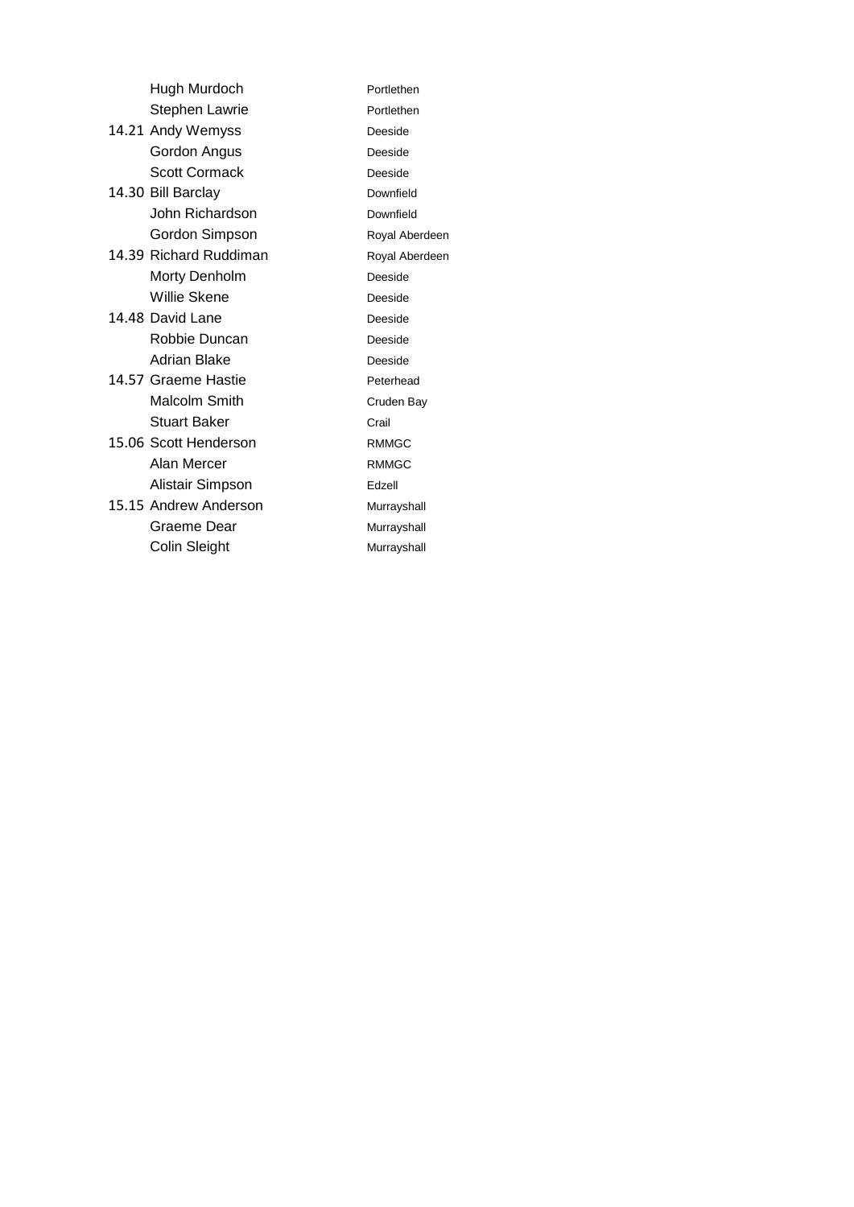| | | |
|---|---|---|
| | Hugh Murdoch | Portlethen |
| | Stephen Lawrie | Portlethen |
| 14.21 | Andy Wemyss | Deeside |
| | Gordon Angus | Deeside |
| | Scott Cormack | Deeside |
| 14.30 | Bill Barclay | Downfield |
| | John Richardson | Downfield |
| | Gordon Simpson | Royal Aberdeen |
| 14.39 | Richard Ruddiman | Royal Aberdeen |
| | Morty Denholm | Deeside |
| | Willie Skene | Deeside |
| 14.48 | David Lane | Deeside |
| | Robbie Duncan | Deeside |
| | Adrian Blake | Deeside |
| 14.57 | Graeme Hastie | Peterhead |
| | Malcolm Smith | Cruden Bay |
| | Stuart Baker | Crail |
| 15.06 | Scott Henderson | RMMGC |
| | Alan Mercer | RMMGC |
| | Alistair Simpson | Edzell |
| 15.15 | Andrew Anderson | Murrayshall |
| | Graeme Dear | Murrayshall |
| | Colin Sleight | Murrayshall |